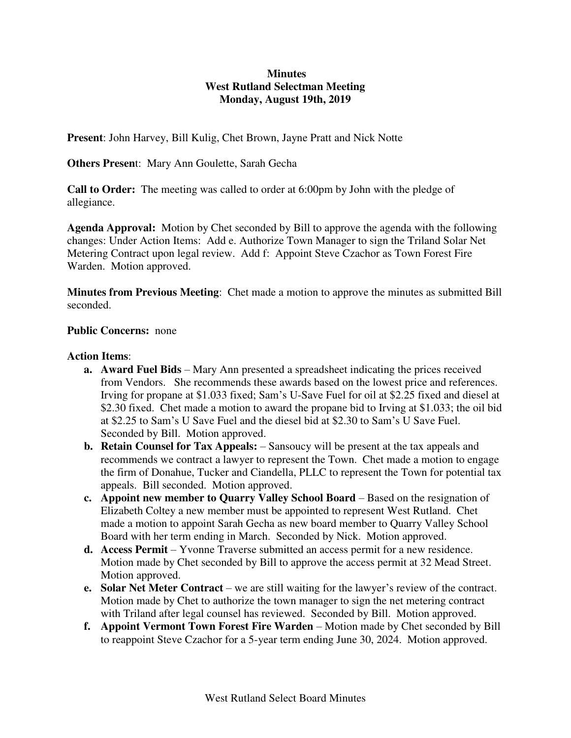**Minutes**
**West Rutland Selectman Meeting**
**Monday, August 19th, 2019**

**Present**: John Harvey, Bill Kulig, Chet Brown, Jayne Pratt and Nick Notte

**Others Present**: Mary Ann Goulette, Sarah Gecha

**Call to Order:** The meeting was called to order at 6:00pm by John with the pledge of allegiance.

**Agenda Approval:** Motion by Chet seconded by Bill to approve the agenda with the following changes: Under Action Items: Add e. Authorize Town Manager to sign the Triland Solar Net Metering Contract upon legal review. Add f: Appoint Steve Czachor as Town Forest Fire Warden. Motion approved.

**Minutes from Previous Meeting**: Chet made a motion to approve the minutes as submitted Bill seconded.

**Public Concerns:** none

**Action Items**:

a. **Award Fuel Bids** – Mary Ann presented a spreadsheet indicating the prices received from Vendors. She recommends these awards based on the lowest price and references. Irving for propane at $1.033 fixed; Sam's U-Save Fuel for oil at $2.25 fixed and diesel at $2.30 fixed. Chet made a motion to award the propane bid to Irving at $1.033; the oil bid at $2.25 to Sam's U Save Fuel and the diesel bid at $2.30 to Sam's U Save Fuel. Seconded by Bill. Motion approved.

b. **Retain Counsel for Tax Appeals:** – Sansoucy will be present at the tax appeals and recommends we contract a lawyer to represent the Town. Chet made a motion to engage the firm of Donahue, Tucker and Ciandella, PLLC to represent the Town for potential tax appeals. Bill seconded. Motion approved.

c. **Appoint new member to Quarry Valley School Board** – Based on the resignation of Elizabeth Coltey a new member must be appointed to represent West Rutland. Chet made a motion to appoint Sarah Gecha as new board member to Quarry Valley School Board with her term ending in March. Seconded by Nick. Motion approved.

d. **Access Permit** – Yvonne Traverse submitted an access permit for a new residence. Motion made by Chet seconded by Bill to approve the access permit at 32 Mead Street. Motion approved.

e. **Solar Net Meter Contract** – we are still waiting for the lawyer's review of the contract. Motion made by Chet to authorize the town manager to sign the net metering contract with Triland after legal counsel has reviewed. Seconded by Bill. Motion approved.

f. **Appoint Vermont Town Forest Fire Warden** – Motion made by Chet seconded by Bill to reappoint Steve Czachor for a 5-year term ending June 30, 2024. Motion approved.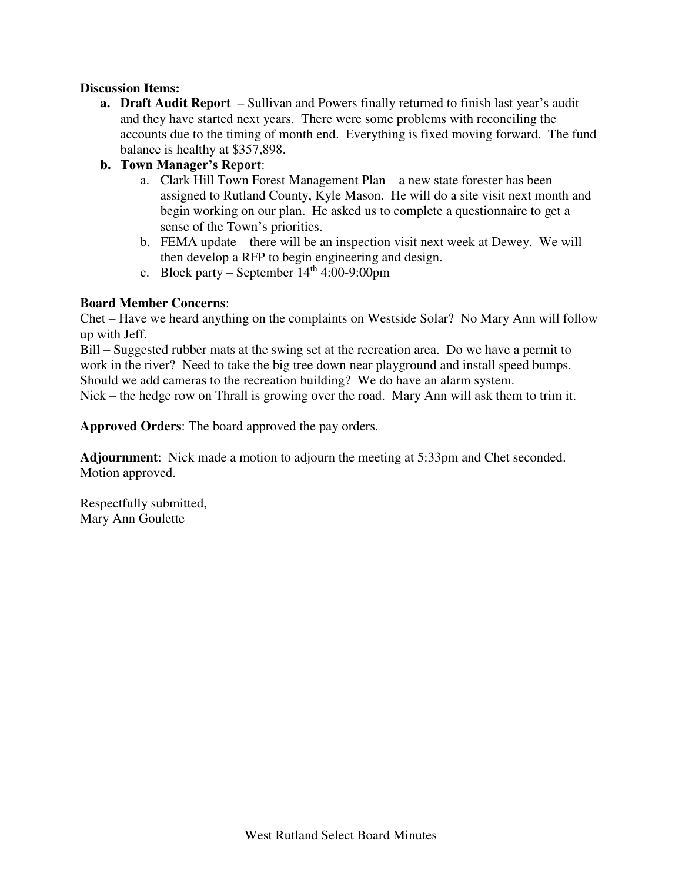**Discussion Items:**

a. **Draft Audit Report** – Sullivan and Powers finally returned to finish last year's audit and they have started next years. There were some problems with reconciling the accounts due to the timing of month end. Everything is fixed moving forward. The fund balance is healthy at $357,898.

b. **Town Manager's Report**:
   a. Clark Hill Town Forest Management Plan – a new state forester has been assigned to Rutland County, Kyle Mason. He will do a site visit next month and begin working on our plan. He asked us to complete a questionnaire to get a sense of the Town's priorities.
   b. FEMA update – there will be an inspection visit next week at Dewey. We will then develop a RFP to begin engineering and design.
   c. Block party – September 14th 4:00-9:00pm

**Board Member Concerns**:

Chet – Have we heard anything on the complaints on Westside Solar? No Mary Ann will follow up with Jeff.

Bill – Suggested rubber mats at the swing set at the recreation area. Do we have a permit to work in the river? Need to take the big tree down near playground and install speed bumps. Should we add cameras to the recreation building? We do have an alarm system.

Nick – the hedge row on Thrall is growing over the road. Mary Ann will ask them to trim it.

**Approved Orders**: The board approved the pay orders.

**Adjournment**: Nick made a motion to adjourn the meeting at 5:33pm and Chet seconded. Motion approved.

Respectfully submitted,
Mary Ann Goulette